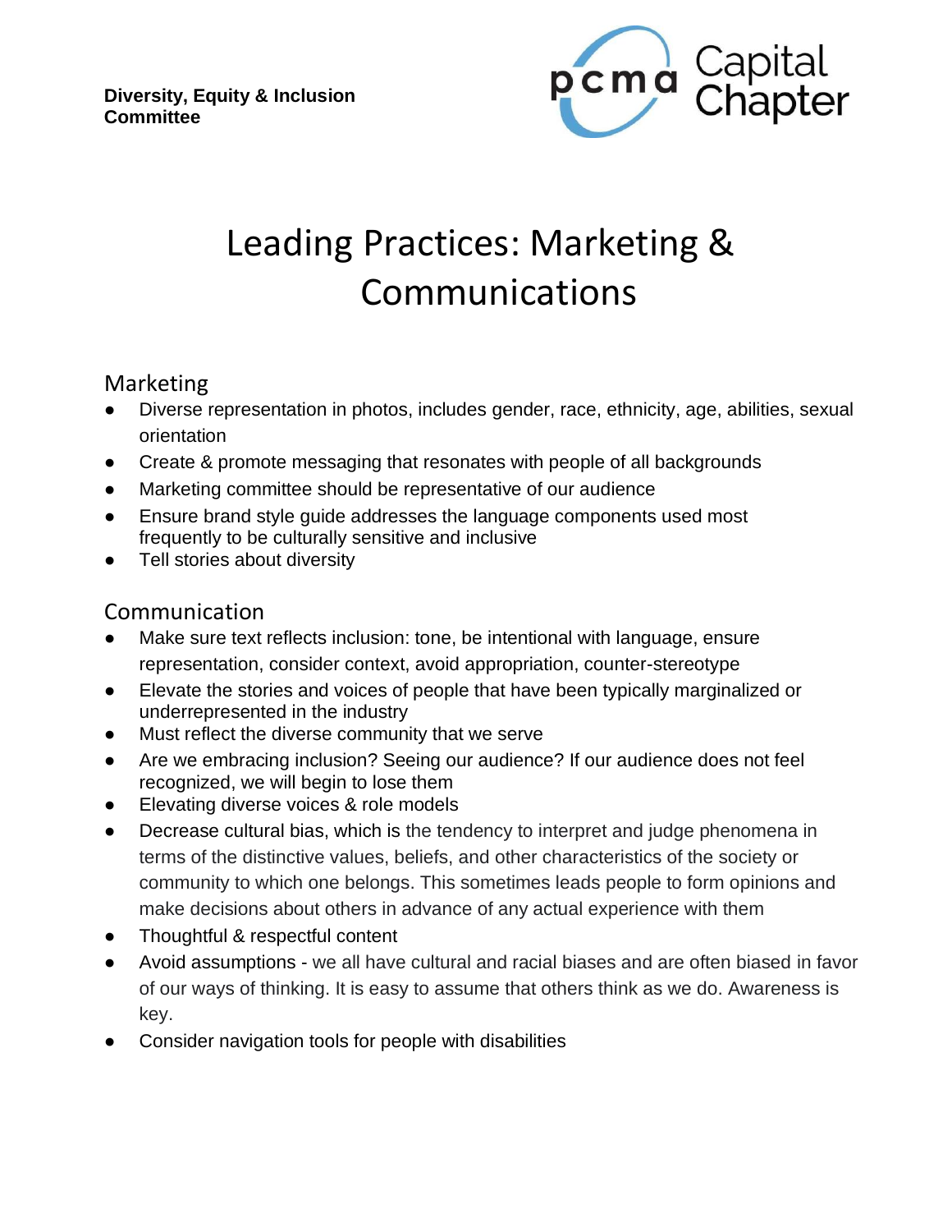**Diversity, Equity & Inclusion Committee**

PCMA Capital Chapter

# Leading Practices: Marketing & Communications

## Marketing

- Diverse representation in photos, includes gender, race, ethnicity, age, abilities, sexual orientation
- Create & promote messaging that resonates with people of all backgrounds
- Marketing committee should be representative of our audience
- Ensure brand style guide addresses the language components used most frequently to be culturally sensitive and inclusive
- Tell stories about diversity

## Communication

- Make sure text reflects inclusion: tone, be intentional with language, ensure representation, consider context, avoid appropriation, counter-stereotype
- Elevate the stories and voices of people that have been typically marginalized or underrepresented in the industry
- Must reflect the diverse community that we serve
- Are we embracing inclusion? Seeing our audience? If our audience does not feel recognized, we will begin to lose them
- Elevating diverse voices & role models
- Decrease cultural bias, which is the tendency to interpret and judge phenomena in terms of the distinctive values, beliefs, and other characteristics of the society or community to which one belongs. This sometimes leads people to form opinions and make decisions about others in advance of any actual experience with them
- Thoughtful & respectful content
- Avoid assumptions - we all have cultural and racial biases and are often biased in favor of our ways of thinking. It is easy to assume that others think as we do. Awareness is key.
- Consider navigation tools for people with disabilities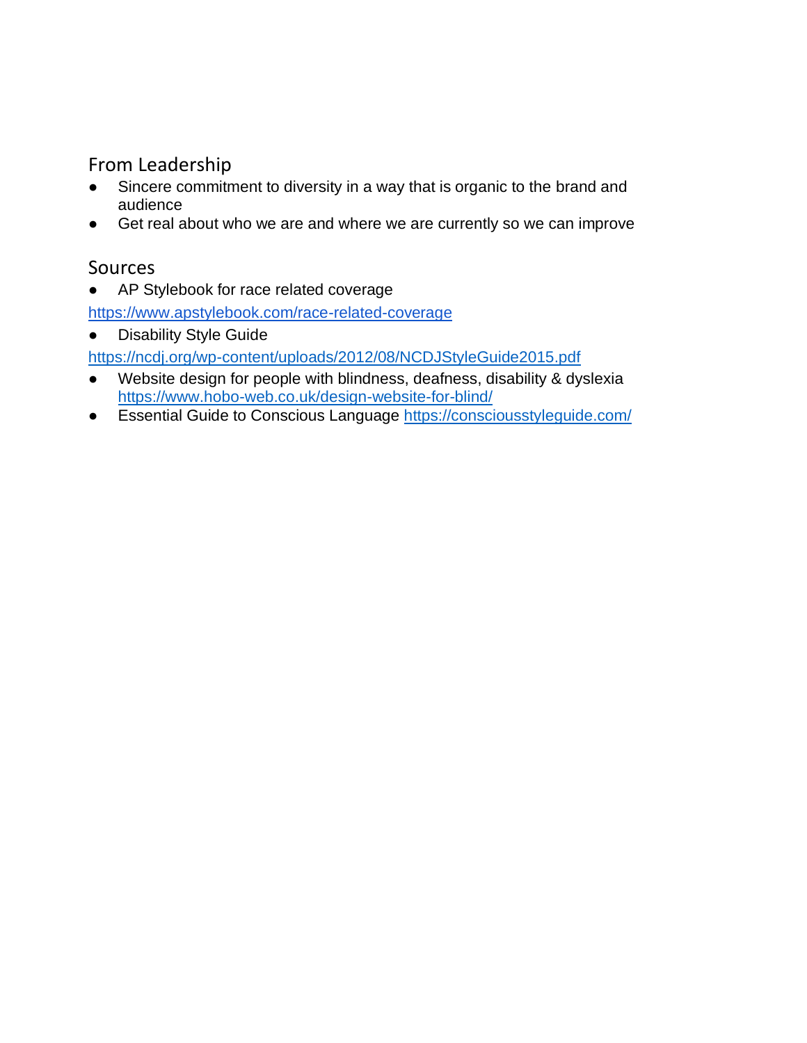## From Leadership

- Sincere commitment to diversity in a way that is organic to the brand and audience
- Get real about who we are and where we are currently so we can improve

## Sources

- AP Stylebook for race related coverage

https://www.apstylebook.com/race-related-coverage

- Disability Style Guide

https://ncdj.org/wp-content/uploads/2012/08/NCDJStyleGuide2015.pdf

- Website design for people with blindness, deafness, disability & dyslexia https://www.hobo-web.co.uk/design-website-for-blind/
- Essential Guide to Conscious Language https://consciousstyleguide.com/